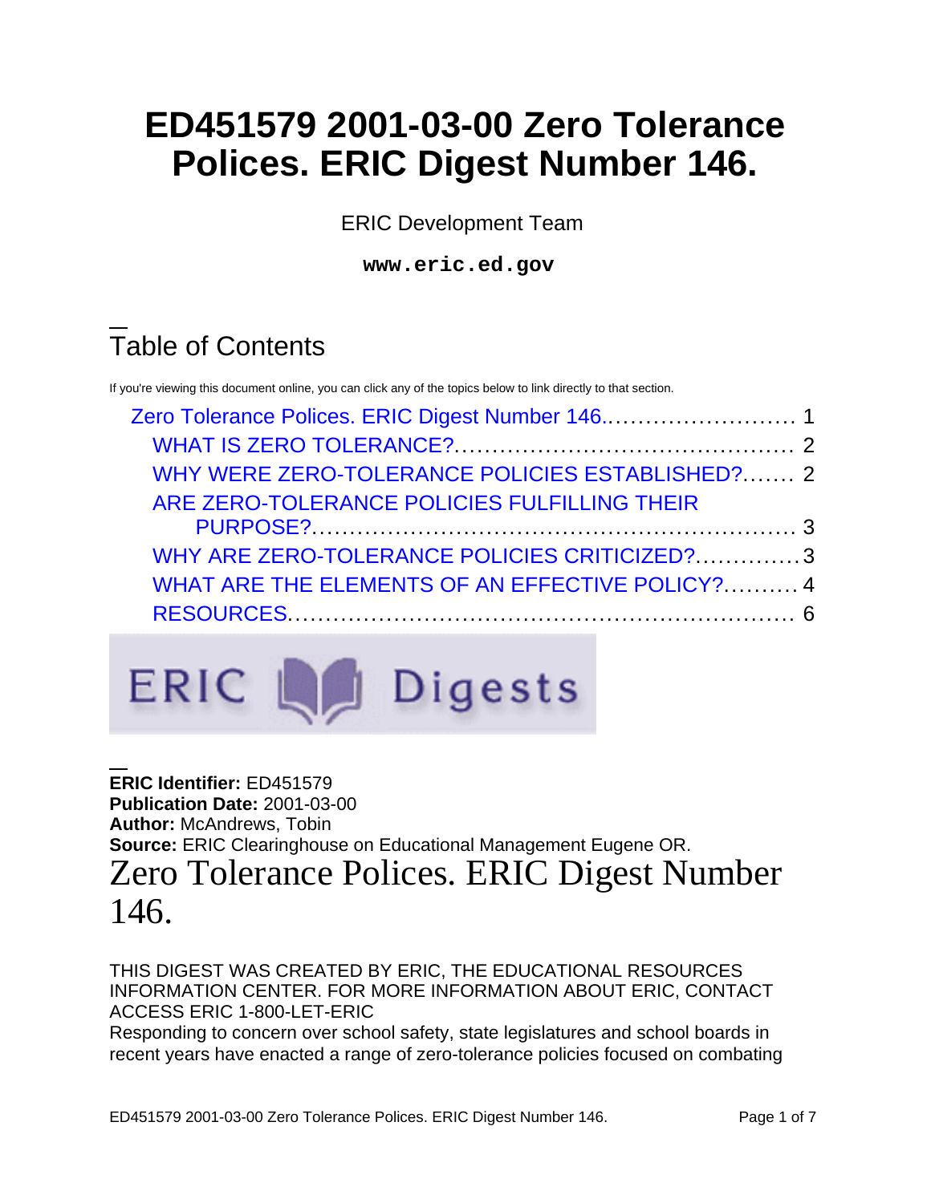# ED451579 2001-03-00 Zero Tolerance Polices. ERIC Digest Number 146.

ERIC Development Team

**www.eric.ed.gov**

## Table of Contents

If you're viewing this document online, you can click any of the topics below to link directly to that section.

- Zero Tolerance Polices. ERIC Digest Number 146.......................... 1
  - WHAT IS ZERO TOLERANCE?............................................. 2
  - WHY WERE ZERO-TOLERANCE POLICIES ESTABLISHED?....... 2
  - ARE ZERO-TOLERANCE POLICIES FULFILLING THEIR PURPOSE?................................................................ 3
  - WHY ARE ZERO-TOLERANCE POLICIES CRITICIZED?..............3
  - WHAT ARE THE ELEMENTS OF AN EFFECTIVE POLICY?.......... 4
  - RESOURCES.................................................................. 6

ERIC Digests

**ERIC Identifier:** ED451579
**Publication Date:** 2001-03-00
**Author:** McAndrews, Tobin
**Source:** ERIC Clearinghouse on Educational Management Eugene OR.

# Zero Tolerance Polices. ERIC Digest Number 146.

THIS DIGEST WAS CREATED BY ERIC, THE EDUCATIONAL RESOURCES INFORMATION CENTER. FOR MORE INFORMATION ABOUT ERIC, CONTACT ACCESS ERIC 1-800-LET-ERIC

Responding to concern over school safety, state legislatures and school boards in recent years have enacted a range of zero-tolerance policies focused on combating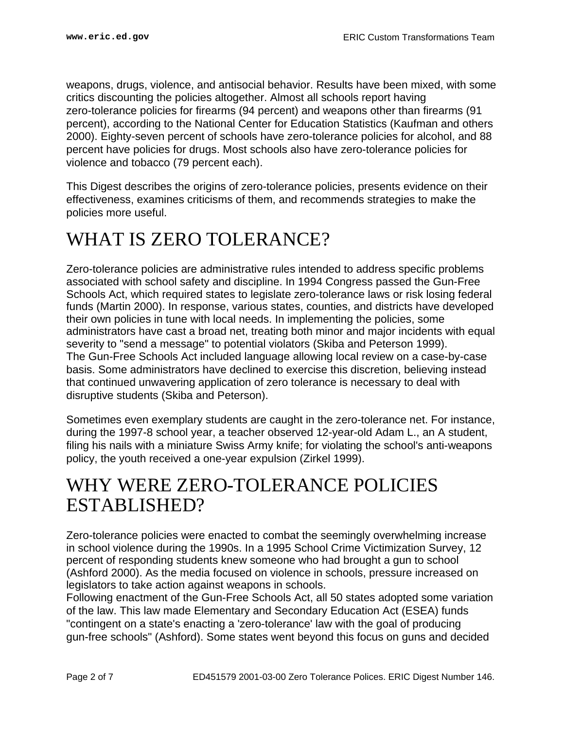weapons, drugs, violence, and antisocial behavior. Results have been mixed, with some critics discounting the policies altogether. Almost all schools report having zero-tolerance policies for firearms (94 percent) and weapons other than firearms (91 percent), according to the National Center for Education Statistics (Kaufman and others 2000). Eighty-seven percent of schools have zero-tolerance policies for alcohol, and 88 percent have policies for drugs. Most schools also have zero-tolerance policies for violence and tobacco (79 percent each).

This Digest describes the origins of zero-tolerance policies, presents evidence on their effectiveness, examines criticisms of them, and recommends strategies to make the policies more useful.

# WHAT IS ZERO TOLERANCE?

Zero-tolerance policies are administrative rules intended to address specific problems associated with school safety and discipline. In 1994 Congress passed the Gun-Free Schools Act, which required states to legislate zero-tolerance laws or risk losing federal funds (Martin 2000). In response, various states, counties, and districts have developed their own policies in tune with local needs. In implementing the policies, some administrators have cast a broad net, treating both minor and major incidents with equal severity to "send a message" to potential violators (Skiba and Peterson 1999).
The Gun-Free Schools Act included language allowing local review on a case-by-case basis. Some administrators have declined to exercise this discretion, believing instead that continued unwavering application of zero tolerance is necessary to deal with disruptive students (Skiba and Peterson).

Sometimes even exemplary students are caught in the zero-tolerance net. For instance, during the 1997-8 school year, a teacher observed 12-year-old Adam L., an A student, filing his nails with a miniature Swiss Army knife; for violating the school's anti-weapons policy, the youth received a one-year expulsion (Zirkel 1999).

# WHY WERE ZERO-TOLERANCE POLICIES ESTABLISHED?

Zero-tolerance policies were enacted to combat the seemingly overwhelming increase in school violence during the 1990s. In a 1995 School Crime Victimization Survey, 12 percent of responding students knew someone who had brought a gun to school (Ashford 2000). As the media focused on violence in schools, pressure increased on legislators to take action against weapons in schools.
Following enactment of the Gun-Free Schools Act, all 50 states adopted some variation of the law. This law made Elementary and Secondary Education Act (ESEA) funds "contingent on a state's enacting a 'zero-tolerance' law with the goal of producing gun-free schools" (Ashford). Some states went beyond this focus on guns and decided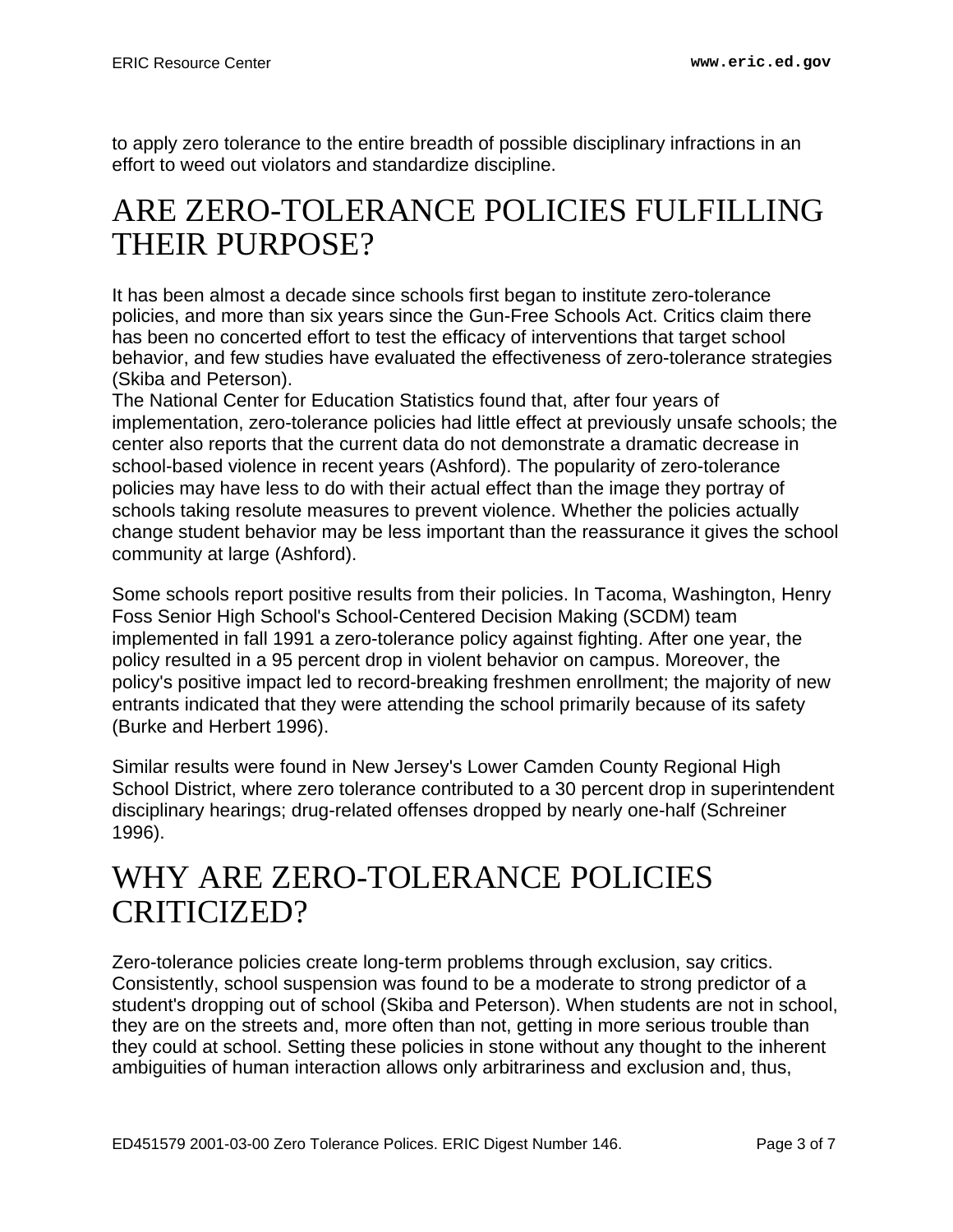to apply zero tolerance to the entire breadth of possible disciplinary infractions in an effort to weed out violators and standardize discipline.

# ARE ZERO-TOLERANCE POLICIES FULFILLING THEIR PURPOSE?

It has been almost a decade since schools first began to institute zero-tolerance policies, and more than six years since the Gun-Free Schools Act. Critics claim there has been no concerted effort to test the efficacy of interventions that target school behavior, and few studies have evaluated the effectiveness of zero-tolerance strategies (Skiba and Peterson).
The National Center for Education Statistics found that, after four years of implementation, zero-tolerance policies had little effect at previously unsafe schools; the center also reports that the current data do not demonstrate a dramatic decrease in school-based violence in recent years (Ashford). The popularity of zero-tolerance policies may have less to do with their actual effect than the image they portray of schools taking resolute measures to prevent violence. Whether the policies actually change student behavior may be less important than the reassurance it gives the school community at large (Ashford).

Some schools report positive results from their policies. In Tacoma, Washington, Henry Foss Senior High School's School-Centered Decision Making (SCDM) team implemented in fall 1991 a zero-tolerance policy against fighting. After one year, the policy resulted in a 95 percent drop in violent behavior on campus. Moreover, the policy's positive impact led to record-breaking freshmen enrollment; the majority of new entrants indicated that they were attending the school primarily because of its safety (Burke and Herbert 1996).

Similar results were found in New Jersey's Lower Camden County Regional High School District, where zero tolerance contributed to a 30 percent drop in superintendent disciplinary hearings; drug-related offenses dropped by nearly one-half (Schreiner 1996).

# WHY ARE ZERO-TOLERANCE POLICIES CRITICIZED?

Zero-tolerance policies create long-term problems through exclusion, say critics. Consistently, school suspension was found to be a moderate to strong predictor of a student's dropping out of school (Skiba and Peterson). When students are not in school, they are on the streets and, more often than not, getting in more serious trouble than they could at school. Setting these policies in stone without any thought to the inherent ambiguities of human interaction allows only arbitrariness and exclusion and, thus,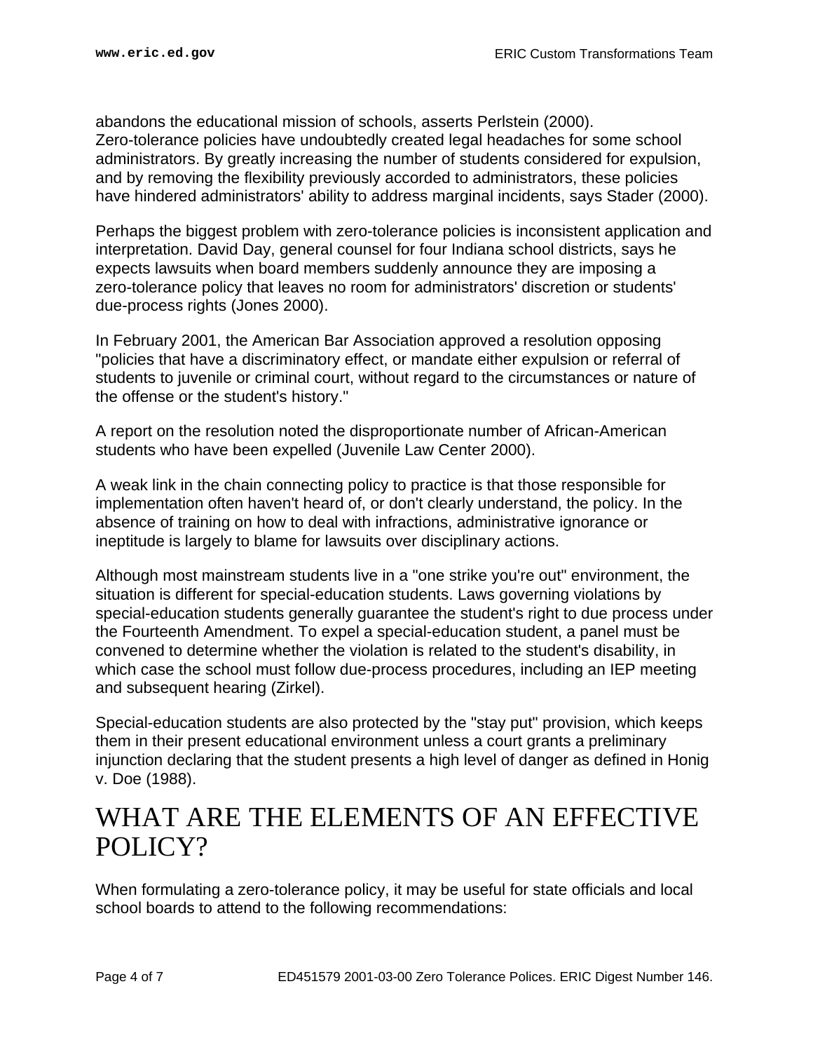abandons the educational mission of schools, asserts Perlstein (2000).
Zero-tolerance policies have undoubtedly created legal headaches for some school administrators. By greatly increasing the number of students considered for expulsion, and by removing the flexibility previously accorded to administrators, these policies have hindered administrators' ability to address marginal incidents, says Stader (2000).

Perhaps the biggest problem with zero-tolerance policies is inconsistent application and interpretation. David Day, general counsel for four Indiana school districts, says he expects lawsuits when board members suddenly announce they are imposing a zero-tolerance policy that leaves no room for administrators' discretion or students' due-process rights (Jones 2000).

In February 2001, the American Bar Association approved a resolution opposing "policies that have a discriminatory effect, or mandate either expulsion or referral of students to juvenile or criminal court, without regard to the circumstances or nature of the offense or the student's history."

A report on the resolution noted the disproportionate number of African-American students who have been expelled (Juvenile Law Center 2000).

A weak link in the chain connecting policy to practice is that those responsible for implementation often haven't heard of, or don't clearly understand, the policy. In the absence of training on how to deal with infractions, administrative ignorance or ineptitude is largely to blame for lawsuits over disciplinary actions.

Although most mainstream students live in a "one strike you're out" environment, the situation is different for special-education students. Laws governing violations by special-education students generally guarantee the student's right to due process under the Fourteenth Amendment. To expel a special-education student, a panel must be convened to determine whether the violation is related to the student's disability, in which case the school must follow due-process procedures, including an IEP meeting and subsequent hearing (Zirkel).

Special-education students are also protected by the "stay put" provision, which keeps them in their present educational environment unless a court grants a preliminary injunction declaring that the student presents a high level of danger as defined in Honig v. Doe (1988).

# WHAT ARE THE ELEMENTS OF AN EFFECTIVE POLICY?

When formulating a zero-tolerance policy, it may be useful for state officials and local school boards to attend to the following recommendations: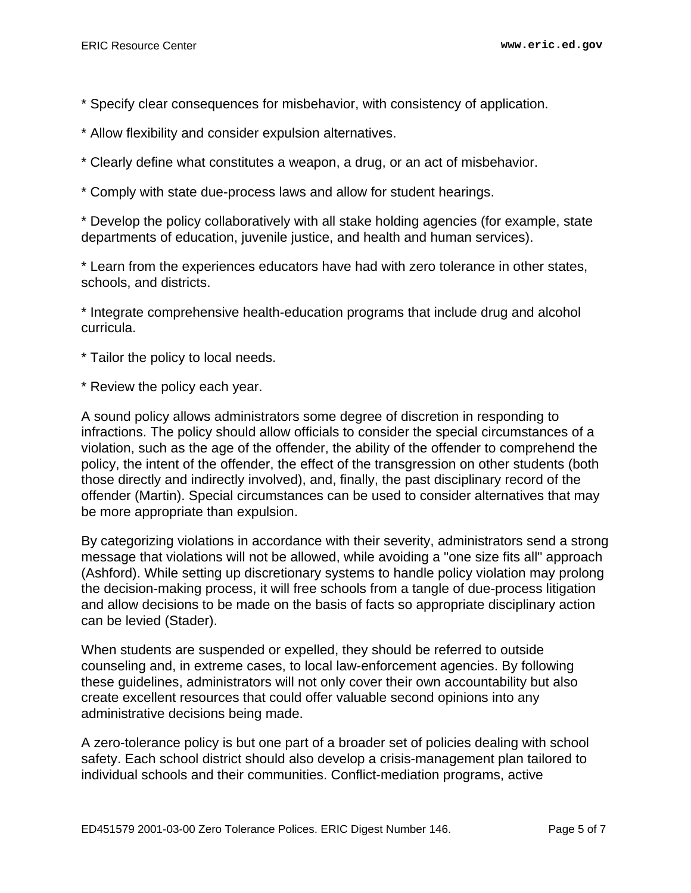* Specify clear consequences for misbehavior, with consistency of application.

* Allow flexibility and consider expulsion alternatives.

* Clearly define what constitutes a weapon, a drug, or an act of misbehavior.

* Comply with state due-process laws and allow for student hearings.

* Develop the policy collaboratively with all stake holding agencies (for example, state departments of education, juvenile justice, and health and human services).

* Learn from the experiences educators have had with zero tolerance in other states, schools, and districts.

* Integrate comprehensive health-education programs that include drug and alcohol curricula.

* Tailor the policy to local needs.

* Review the policy each year.

A sound policy allows administrators some degree of discretion in responding to infractions. The policy should allow officials to consider the special circumstances of a violation, such as the age of the offender, the ability of the offender to comprehend the policy, the intent of the offender, the effect of the transgression on other students (both those directly and indirectly involved), and, finally, the past disciplinary record of the offender (Martin). Special circumstances can be used to consider alternatives that may be more appropriate than expulsion.

By categorizing violations in accordance with their severity, administrators send a strong message that violations will not be allowed, while avoiding a "one size fits all" approach (Ashford). While setting up discretionary systems to handle policy violation may prolong the decision-making process, it will free schools from a tangle of due-process litigation and allow decisions to be made on the basis of facts so appropriate disciplinary action can be levied (Stader).

When students are suspended or expelled, they should be referred to outside counseling and, in extreme cases, to local law-enforcement agencies. By following these guidelines, administrators will not only cover their own accountability but also create excellent resources that could offer valuable second opinions into any administrative decisions being made.

A zero-tolerance policy is but one part of a broader set of policies dealing with school safety. Each school district should also develop a crisis-management plan tailored to individual schools and their communities. Conflict-mediation programs, active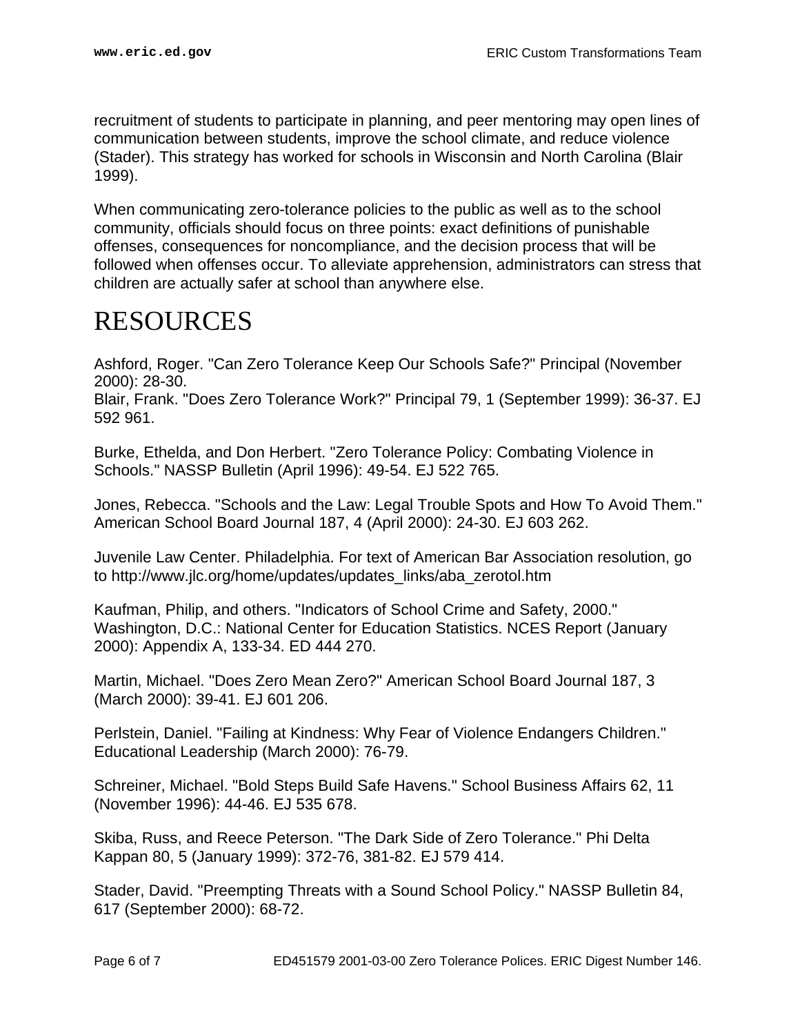recruitment of students to participate in planning, and peer mentoring may open lines of communication between students, improve the school climate, and reduce violence (Stader). This strategy has worked for schools in Wisconsin and North Carolina (Blair 1999).

When communicating zero-tolerance policies to the public as well as to the school community, officials should focus on three points: exact definitions of punishable offenses, consequences for noncompliance, and the decision process that will be followed when offenses occur. To alleviate apprehension, administrators can stress that children are actually safer at school than anywhere else.

# RESOURCES

Ashford, Roger. "Can Zero Tolerance Keep Our Schools Safe?" Principal (November 2000): 28-30.
Blair, Frank. "Does Zero Tolerance Work?" Principal 79, 1 (September 1999): 36-37. EJ 592 961.

Burke, Ethelda, and Don Herbert. "Zero Tolerance Policy: Combating Violence in Schools." NASSP Bulletin (April 1996): 49-54. EJ 522 765.

Jones, Rebecca. "Schools and the Law: Legal Trouble Spots and How To Avoid Them." American School Board Journal 187, 4 (April 2000): 24-30. EJ 603 262.

Juvenile Law Center. Philadelphia. For text of American Bar Association resolution, go to http://www.jlc.org/home/updates/updates_links/aba_zerotol.htm

Kaufman, Philip, and others. "Indicators of School Crime and Safety, 2000." Washington, D.C.: National Center for Education Statistics. NCES Report (January 2000): Appendix A, 133-34. ED 444 270.

Martin, Michael. "Does Zero Mean Zero?" American School Board Journal 187, 3 (March 2000): 39-41. EJ 601 206.

Perlstein, Daniel. "Failing at Kindness: Why Fear of Violence Endangers Children." Educational Leadership (March 2000): 76-79.

Schreiner, Michael. "Bold Steps Build Safe Havens." School Business Affairs 62, 11 (November 1996): 44-46. EJ 535 678.

Skiba, Russ, and Reece Peterson. "The Dark Side of Zero Tolerance." Phi Delta Kappan 80, 5 (January 1999): 372-76, 381-82. EJ 579 414.

Stader, David. "Preempting Threats with a Sound School Policy." NASSP Bulletin 84, 617 (September 2000): 68-72.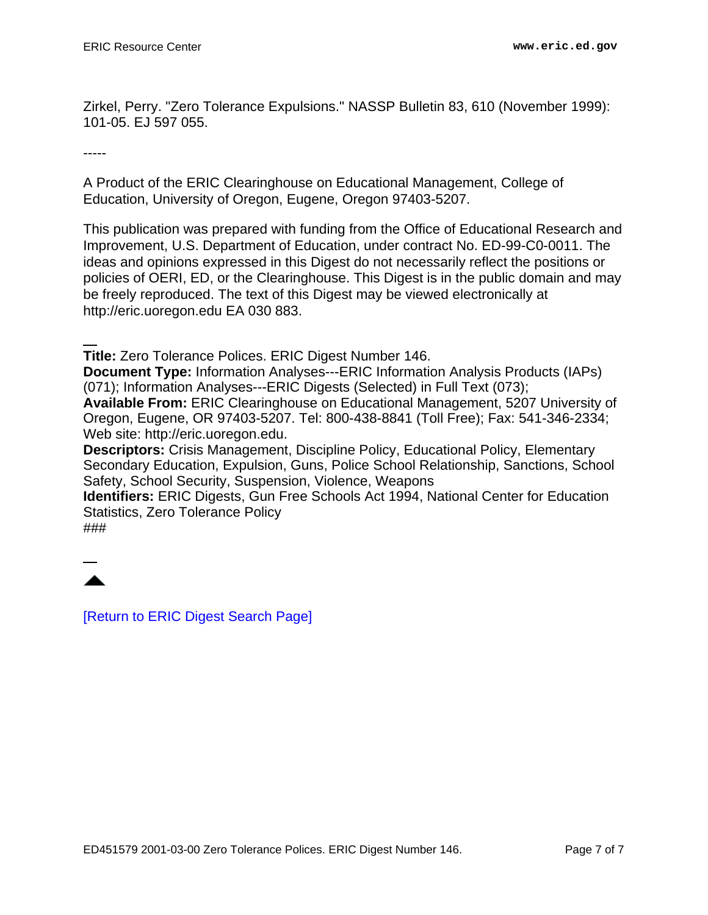Zirkel, Perry. "Zero Tolerance Expulsions." NASSP Bulletin 83, 610 (November 1999): 101-05. EJ 597 055.

-----

A Product of the ERIC Clearinghouse on Educational Management, College of Education, University of Oregon, Eugene, Oregon 97403-5207.

This publication was prepared with funding from the Office of Educational Research and Improvement, U.S. Department of Education, under contract No. ED-99-C0-0011. The ideas and opinions expressed in this Digest do not necessarily reflect the positions or policies of OERI, ED, or the Clearinghouse. This Digest is in the public domain and may be freely reproduced. The text of this Digest may be viewed electronically at http://eric.uoregon.edu EA 030 883.

---

**Title:** Zero Tolerance Polices. ERIC Digest Number 146.
**Document Type:** Information Analyses---ERIC Information Analysis Products (IAPs) (071); Information Analyses---ERIC Digests (Selected) in Full Text (073);
**Available From:** ERIC Clearinghouse on Educational Management, 5207 University of Oregon, Eugene, OR 97403-5207. Tel: 800-438-8841 (Toll Free); Fax: 541-346-2334; Web site: http://eric.uoregon.edu.
**Descriptors:** Crisis Management, Discipline Policy, Educational Policy, Elementary Secondary Education, Expulsion, Guns, Police School Relationship, Sanctions, School Safety, School Security, Suspension, Violence, Weapons
**Identifiers:** ERIC Digests, Gun Free Schools Act 1994, National Center for Education Statistics, Zero Tolerance Policy
###

---

[Return to ERIC Digest Search Page]